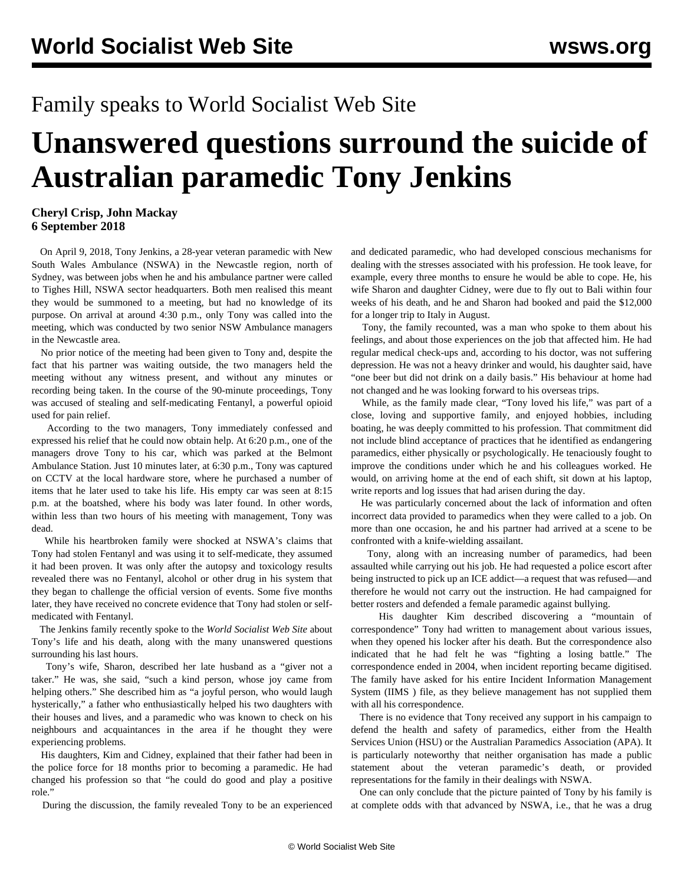Family speaks to World Socialist Web Site

# Unanswered questions surround the suicide of Australian paramedic Tony Jenkins

**Cheryl Crisp, John Mackay**
**6 September 2018**

On April 9, 2018, Tony Jenkins, a 28-year veteran paramedic with New South Wales Ambulance (NSWA) in the Newcastle region, north of Sydney, was between jobs when he and his ambulance partner were called to Tighes Hill, NSWA sector headquarters. Both men realised this meant they would be summoned to a meeting, but had no knowledge of its purpose. On arrival at around 4:30 p.m., only Tony was called into the meeting, which was conducted by two senior NSW Ambulance managers in the Newcastle area.

No prior notice of the meeting had been given to Tony and, despite the fact that his partner was waiting outside, the two managers held the meeting without any witness present, and without any minutes or recording being taken. In the course of the 90-minute proceedings, Tony was accused of stealing and self-medicating Fentanyl, a powerful opioid used for pain relief.

According to the two managers, Tony immediately confessed and expressed his relief that he could now obtain help. At 6:20 p.m., one of the managers drove Tony to his car, which was parked at the Belmont Ambulance Station. Just 10 minutes later, at 6:30 p.m., Tony was captured on CCTV at the local hardware store, where he purchased a number of items that he later used to take his life. His empty car was seen at 8:15 p.m. at the boatshed, where his body was later found. In other words, within less than two hours of his meeting with management, Tony was dead.

While his heartbroken family were shocked at NSWA's claims that Tony had stolen Fentanyl and was using it to self-medicate, they assumed it had been proven. It was only after the autopsy and toxicology results revealed there was no Fentanyl, alcohol or other drug in his system that they began to challenge the official version of events. Some five months later, they have received no concrete evidence that Tony had stolen or self-medicated with Fentanyl.

The Jenkins family recently spoke to the *World Socialist Web Site* about Tony's life and his death, along with the many unanswered questions surrounding his last hours.

Tony's wife, Sharon, described her late husband as a "giver not a taker." He was, she said, "such a kind person, whose joy came from helping others." She described him as "a joyful person, who would laugh hysterically," a father who enthusiastically helped his two daughters with their houses and lives, and a paramedic who was known to check on his neighbours and acquaintances in the area if he thought they were experiencing problems.

His daughters, Kim and Cidney, explained that their father had been in the police force for 18 months prior to becoming a paramedic. He had changed his profession so that "he could do good and play a positive role."

During the discussion, the family revealed Tony to be an experienced and dedicated paramedic, who had developed conscious mechanisms for dealing with the stresses associated with his profession. He took leave, for example, every three months to ensure he would be able to cope. He, his wife Sharon and daughter Cidney, were due to fly out to Bali within four weeks of his death, and he and Sharon had booked and paid the $12,000 for a longer trip to Italy in August.

Tony, the family recounted, was a man who spoke to them about his feelings, and about those experiences on the job that affected him. He had regular medical check-ups and, according to his doctor, was not suffering depression. He was not a heavy drinker and would, his daughter said, have "one beer but did not drink on a daily basis." His behaviour at home had not changed and he was looking forward to his overseas trips.

While, as the family made clear, "Tony loved his life," was part of a close, loving and supportive family, and enjoyed hobbies, including boating, he was deeply committed to his profession. That commitment did not include blind acceptance of practices that he identified as endangering paramedics, either physically or psychologically. He tenaciously fought to improve the conditions under which he and his colleagues worked. He would, on arriving home at the end of each shift, sit down at his laptop, write reports and log issues that had arisen during the day.

He was particularly concerned about the lack of information and often incorrect data provided to paramedics when they were called to a job. On more than one occasion, he and his partner had arrived at a scene to be confronted with a knife-wielding assailant.

Tony, along with an increasing number of paramedics, had been assaulted while carrying out his job. He had requested a police escort after being instructed to pick up an ICE addict—a request that was refused—and therefore he would not carry out the instruction. He had campaigned for better rosters and defended a female paramedic against bullying.

His daughter Kim described discovering a "mountain of correspondence" Tony had written to management about various issues, when they opened his locker after his death. But the correspondence also indicated that he had felt he was "fighting a losing battle." The correspondence ended in 2004, when incident reporting became digitised. The family have asked for his entire Incident Information Management System (IIMS ) file, as they believe management has not supplied them with all his correspondence.

There is no evidence that Tony received any support in his campaign to defend the health and safety of paramedics, either from the Health Services Union (HSU) or the Australian Paramedics Association (APA). It is particularly noteworthy that neither organisation has made a public statement about the veteran paramedic's death, or provided representations for the family in their dealings with NSWA.

One can only conclude that the picture painted of Tony by his family is at complete odds with that advanced by NSWA, i.e., that he was a drug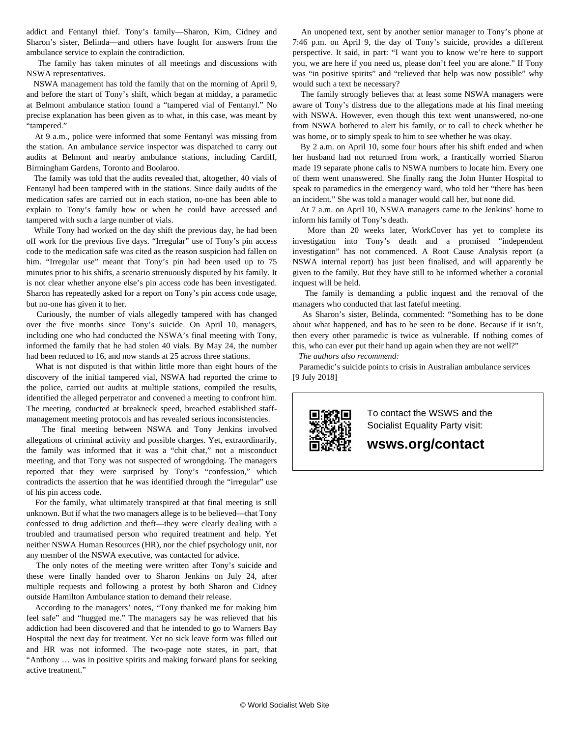addict and Fentanyl thief. Tony's family—Sharon, Kim, Cidney and Sharon's sister, Belinda—and others have fought for answers from the ambulance service to explain the contradiction.

The family has taken minutes of all meetings and discussions with NSWA representatives.

NSWA management has told the family that on the morning of April 9, and before the start of Tony's shift, which began at midday, a paramedic at Belmont ambulance station found a "tampered vial of Fentanyl." No precise explanation has been given as to what, in this case, was meant by "tampered."

At 9 a.m., police were informed that some Fentanyl was missing from the station. An ambulance service inspector was dispatched to carry out audits at Belmont and nearby ambulance stations, including Cardiff, Birmingham Gardens, Toronto and Boolaroo.

The family was told that the audits revealed that, altogether, 40 vials of Fentanyl had been tampered with in the stations. Since daily audits of the medication safes are carried out in each station, no-one has been able to explain to Tony's family how or when he could have accessed and tampered with such a large number of vials.

While Tony had worked on the day shift the previous day, he had been off work for the previous five days. "Irregular" use of Tony's pin access code to the medication safe was cited as the reason suspicion had fallen on him. "Irregular use" meant that Tony's pin had been used up to 75 minutes prior to his shifts, a scenario strenuously disputed by his family. It is not clear whether anyone else's pin access code has been investigated. Sharon has repeatedly asked for a report on Tony's pin access code usage, but no-one has given it to her.

Curiously, the number of vials allegedly tampered with has changed over the five months since Tony's suicide. On April 10, managers, including one who had conducted the NSWA's final meeting with Tony, informed the family that he had stolen 40 vials. By May 24, the number had been reduced to 16, and now stands at 25 across three stations.

What is not disputed is that within little more than eight hours of the discovery of the initial tampered vial, NSWA had reported the crime to the police, carried out audits at multiple stations, compiled the results, identified the alleged perpetrator and convened a meeting to confront him. The meeting, conducted at breakneck speed, breached established staff-management meeting protocols and has revealed serious inconsistencies.

The final meeting between NSWA and Tony Jenkins involved allegations of criminal activity and possible charges. Yet, extraordinarily, the family was informed that it was a "chit chat," not a misconduct meeting, and that Tony was not suspected of wrongdoing. The managers reported that they were surprised by Tony's "confession," which contradicts the assertion that he was identified through the "irregular" use of his pin access code.

For the family, what ultimately transpired at that final meeting is still unknown. But if what the two managers allege is to be believed—that Tony confessed to drug addiction and theft—they were clearly dealing with a troubled and traumatised person who required treatment and help. Yet neither NSWA Human Resources (HR), nor the chief psychology unit, nor any member of the NSWA executive, was contacted for advice.

The only notes of the meeting were written after Tony's suicide and these were finally handed over to Sharon Jenkins on July 24, after multiple requests and following a protest by both Sharon and Cidney outside Hamilton Ambulance station to demand their release.

According to the managers' notes, "Tony thanked me for making him feel safe" and "hugged me." The managers say he was relieved that his addiction had been discovered and that he intended to go to Warners Bay Hospital the next day for treatment. Yet no sick leave form was filled out and HR was not informed. The two-page note states, in part, that "Anthony … was in positive spirits and making forward plans for seeking active treatment."

An unopened text, sent by another senior manager to Tony's phone at 7:46 p.m. on April 9, the day of Tony's suicide, provides a different perspective. It said, in part: "I want you to know we're here to support you, we are here if you need us, please don't feel you are alone." If Tony was "in positive spirits" and "relieved that help was now possible" why would such a text be necessary?

The family strongly believes that at least some NSWA managers were aware of Tony's distress due to the allegations made at his final meeting with NSWA. However, even though this text went unanswered, no-one from NSWA bothered to alert his family, or to call to check whether he was home, or to simply speak to him to see whether he was okay.

By 2 a.m. on April 10, some four hours after his shift ended and when her husband had not returned from work, a frantically worried Sharon made 19 separate phone calls to NSWA numbers to locate him. Every one of them went unanswered. She finally rang the John Hunter Hospital to speak to paramedics in the emergency ward, who told her "there has been an incident." She was told a manager would call her, but none did.

At 7 a.m. on April 10, NSWA managers came to the Jenkins' home to inform his family of Tony's death.

More than 20 weeks later, WorkCover has yet to complete its investigation into Tony's death and a promised "independent investigation" has not commenced. A Root Cause Analysis report (a NSWA internal report) has just been finalised, and will apparently be given to the family. But they have still to be informed whether a coronial inquest will be held.

The family is demanding a public inquest and the removal of the managers who conducted that last fateful meeting.

As Sharon's sister, Belinda, commented: "Something has to be done about what happened, and has to be seen to be done. Because if it isn't, then every other paramedic is twice as vulnerable. If nothing comes of this, who can ever put their hand up again when they are not well?"

*The authors also recommend:*

Paramedic's suicide points to crisis in Australian ambulance services
[9 July 2018]

To contact the WSWS and the Socialist Equality Party visit:

**wsws.org/contact**